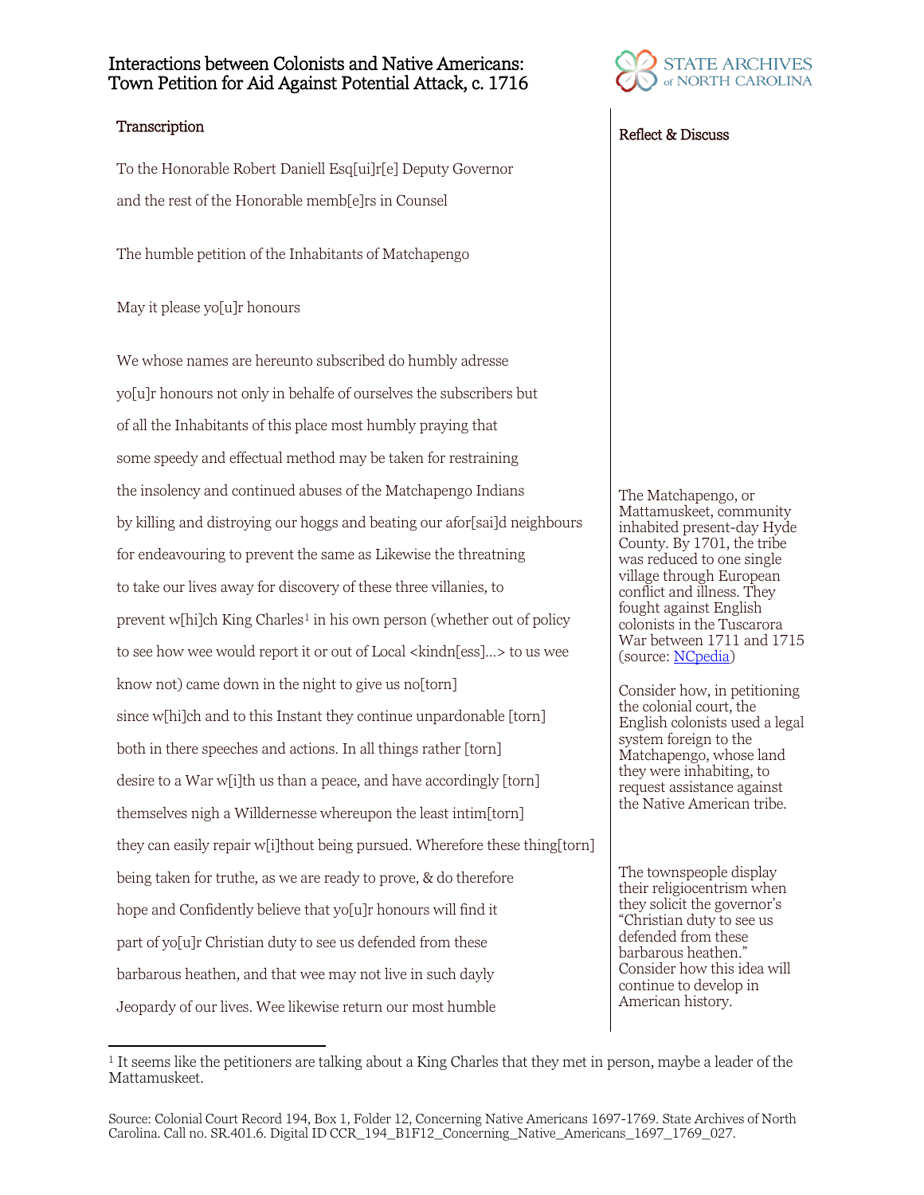# Interactions between Colonists and Native Americans: Town Petition for Aid Against Potential Attack, c. 1716

STATE ARCHIVES of NORTH CAROLINA

## Transcription

To the Honorable Robert Daniell Esq[ui]r[e] Deputy Governor

and the rest of the Honorable memb[e]rs in Counsel

The humble petition of the Inhabitants of Matchapengo

May it please yo[u]r honours

We whose names are hereunto subscribed do humbly adresse

yo[u]r honours not only in behalfe of ourselves the subscribers but

of all the Inhabitants of this place most humbly praying that

some speedy and effectual method may be taken for restraining

the insolency and continued abuses of the Matchapengo Indians

by killing and distroying our hoggs and beating our afor[sai]d neighbours

for endeavouring to prevent the same as Likewise the threatning

to take our lives away for discovery of these three villanies, to

prevent w[hi]ch King Charles[1] in his own person (whether out of policy

to see how wee would report it or out of Local <kindn[ess]...> to us wee

know not) came down in the night to give us no[torn]

since w[hi]ch and to this Instant they continue unpardonable [torn]

both in there speeches and actions. In all things rather [torn]

desire to a War w[i]th us than a peace, and have accordingly [torn]

themselves nigh a Willdernesse whereupon the least intim[torn]

they can easily repair w[i]thout being pursued. Wherefore these thing[torn]

being taken for truthe, as we are ready to prove, & do therefore

hope and Confidently believe that yo[u]r honours will find it

part of yo[u]r Christian duty to see us defended from these

barbarous heathen, and that wee may not live in such dayly

Jeopardy of our lives. Wee likewise return our most humble

## Reflect & Discuss

The Matchapengo, or Mattamuskeet, community inhabited present-day Hyde County. By 1701, the tribe was reduced to one single village through European conflict and illness. They fought against English colonists in the Tuscarora War between 1711 and 1715 (source: NCpedia)

Consider how, in petitioning the colonial court, the English colonists used a legal system foreign to the Matchapengo, whose land they were inhabiting, to request assistance against the Native American tribe.

The townspeople display their religiocentrism when they solicit the governor's "Christian duty to see us defended from these barbarous heathen." Consider how this idea will continue to develop in American history.

---

[1] It seems like the petitioners are talking about a King Charles that they met in person, maybe a leader of the Mattamuskeet.

Source: Colonial Court Record 194, Box 1, Folder 12, Concerning Native Americans 1697-1769. State Archives of North Carolina. Call no. SR.401.6. Digital ID CCR_194_B1F12_Concerning_Native_Americans_1697_1769_027.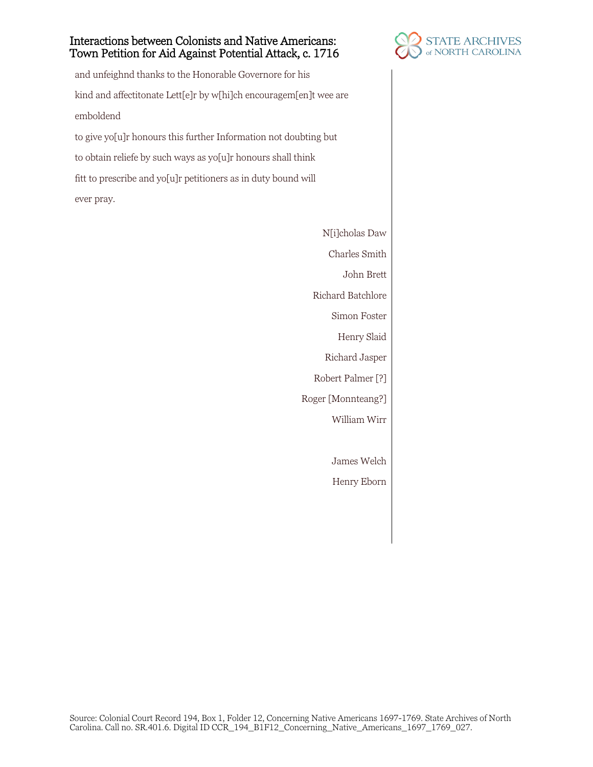and unfeighnd thanks to the Honorable Governore for his

kind and affectitonate Lett[e]r by w[hi]ch encouragem[en]t wee are emboldend

to give yo[u]r honours this further Information not doubting but

to obtain reliefe by such ways as yo[u]r honours shall think

fitt to prescribe and yo[u]r petitioners as in duty bound will

ever pray.

N[i]cholas Daw

Charles Smith

John Brett

Richard Batchlore

Simon Foster

Henry Slaid

Richard Jasper

Robert Palmer [?]

Roger [Monnteang?]

William Wirr

James Welch

Henry Eborn

Source: Colonial Court Record 194, Box 1, Folder 12, Concerning Native Americans 1697-1769. State Archives of North Carolina. Call no. SR.401.6. Digital ID CCR_194_B1F12_Concerning_Native_Americans_1697_1769_027.